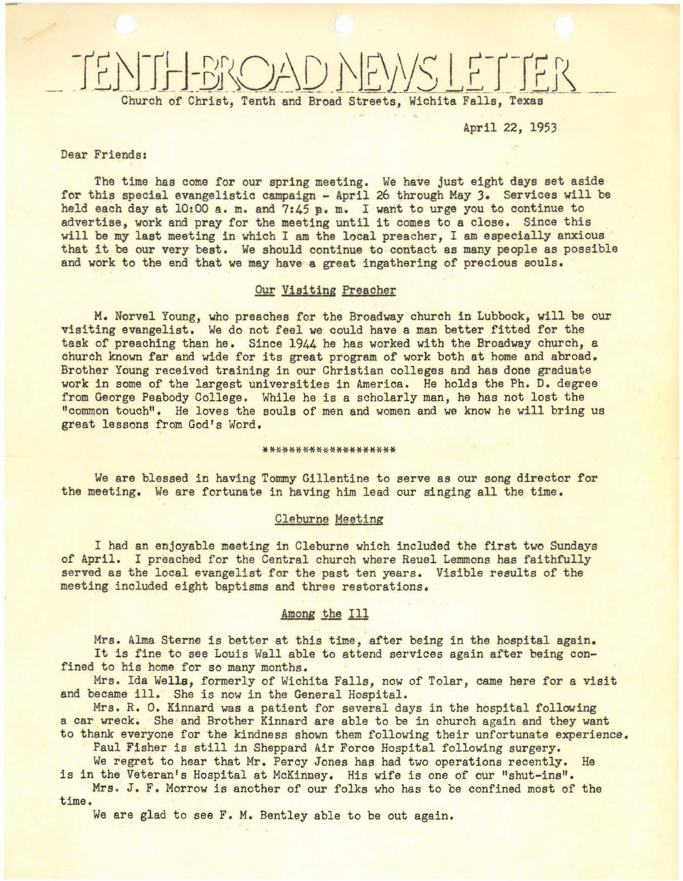# TENTH-BROAD NEWS LETTER

Church of Christ, Tenth and Broad Streets, Wichita Falls, Texas

April 22, 1953

Dear Friends:

The time has come for our spring meeting. We have just eight days set aside for this special evangelistic campaign - April 26 through May 3. Services will be held each day at 10:00 a. m. and 7:45 p. m. I want to urge you to continue to advertise, work and pray for the meeting until it comes to a close. Since this will be my last meeting in which I am the local preacher, I am especially anxious that it be our very best. We should continue to contact as many people as possible and work to the end that we may have a great ingathering of precious souls.

## Our Visiting Preacher

M. Norvel Young, who preaches for the Broadway church in Lubbock, will be our visiting evangelist. We do not feel we could have a man better fitted for the task of preaching than he. Since 1944 he has worked with the Broadway church, a church known far and wide for its great program of work both at home and abroad. Brother Young received training in our Christian colleges and has done graduate work in some of the largest universities in America. He holds the Ph. D. degree from George Peabody College. While he is a scholarly man, he has not lost the "common touch". He loves the souls of men and women and we know he will bring us great lessons from God's Word.

*******************

We are blessed in having Tommy Gillentine to serve as our song director for the meeting. We are fortunate in having him lead our singing all the time.

## Cleburne Meeting

I had an enjoyable meeting in Cleburne which included the first two Sundays of April. I preached for the Central church where Reuel Lemmons has faithfully served as the local evangelist for the past ten years. Visible results of the meeting included eight baptisms and three restorations.

## Among the Ill

Mrs. Alma Sterne is better at this time, after being in the hospital again.

It is fine to see Louis Wall able to attend services again after being confined to his home for so many months.

Mrs. Ida Wells, formerly of Wichita Falls, now of Tolar, came here for a visit and became ill. She is now in the General Hospital.

Mrs. R. O. Kinnard was a patient for several days in the hospital following a car wreck. She and Brother Kinnard are able to be in church again and they want to thank everyone for the kindness shown them following their unfortunate experience.

Paul Fisher is still in Sheppard Air Force Hospital following surgery.

We regret to hear that Mr. Percy Jones has had two operations recently. He is in the Veteran's Hospital at McKinney. His wife is one of our "shut-ins".

Mrs. J. F. Morrow is another of our folks who has to be confined most of the time.

We are glad to see F. M. Bentley able to be out again.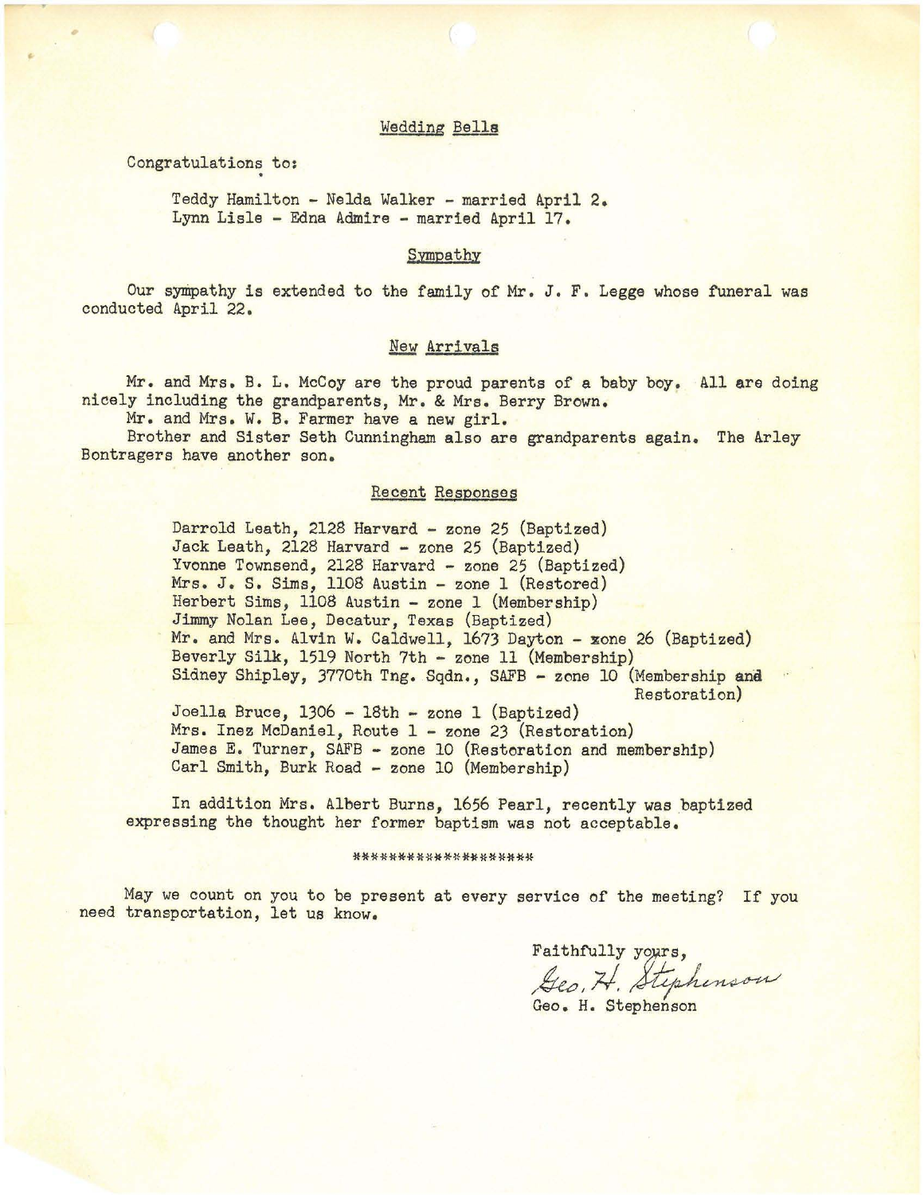## Wedding Bells

Congratulations to:

> Teddy Hamilton - Nelda Walker - married April 2.
> Lynn Lisle - Edna Admire - married April 17.

## Sympathy

Our sympathy is extended to the family of Mr. J. F. Legge whose funeral was conducted April 22.

## New Arrivals

Mr. and Mrs. B. L. McCoy are the proud parents of a baby boy. All are doing nicely including the grandparents, Mr. & Mrs. Berry Brown.

Mr. and Mrs. W. B. Farmer have a new girl.

Brother and Sister Seth Cunningham also are grandparents again. The Arley Bontragers have another son.

## Recent Responses

- Darrold Leath, 2128 Harvard - zone 25 (Baptized)
- Jack Leath, 2128 Harvard - zone 25 (Baptized)
- Yvonne Townsend, 2128 Harvard - zone 25 (Baptized)
- Mrs. J. S. Sims, 1108 Austin - zone 1 (Restored)
- Herbert Sims, 1108 Austin - zone 1 (Membership)
- Jimmy Nolan Lee, Decatur, Texas (Baptized)
- Mr. and Mrs. Alvin W. Caldwell, 1673 Dayton - zone 26 (Baptized)
- Beverly Silk, 1519 North 7th - zone 11 (Membership)
- Sidney Shipley, 3770th Tng. Sqdn., SAFB - zone 10 (Membership and Restoration)
- Joella Bruce, 1306 - 18th - zone 1 (Baptized)
- Mrs. Inez McDaniel, Route 1 - zone 23 (Restoration)
- James E. Turner, SAFB - zone 10 (Restoration and membership)
- Carl Smith, Burk Road - zone 10 (Membership)

In addition Mrs. Albert Burns, 1656 Pearl, recently was baptized expressing the thought her former baptism was not acceptable.

*******************

May we count on you to be present at every service of the meeting? If you need transportation, let us know.

Faithfully yours,

Geo. H. Stephenson

Geo. H. Stephenson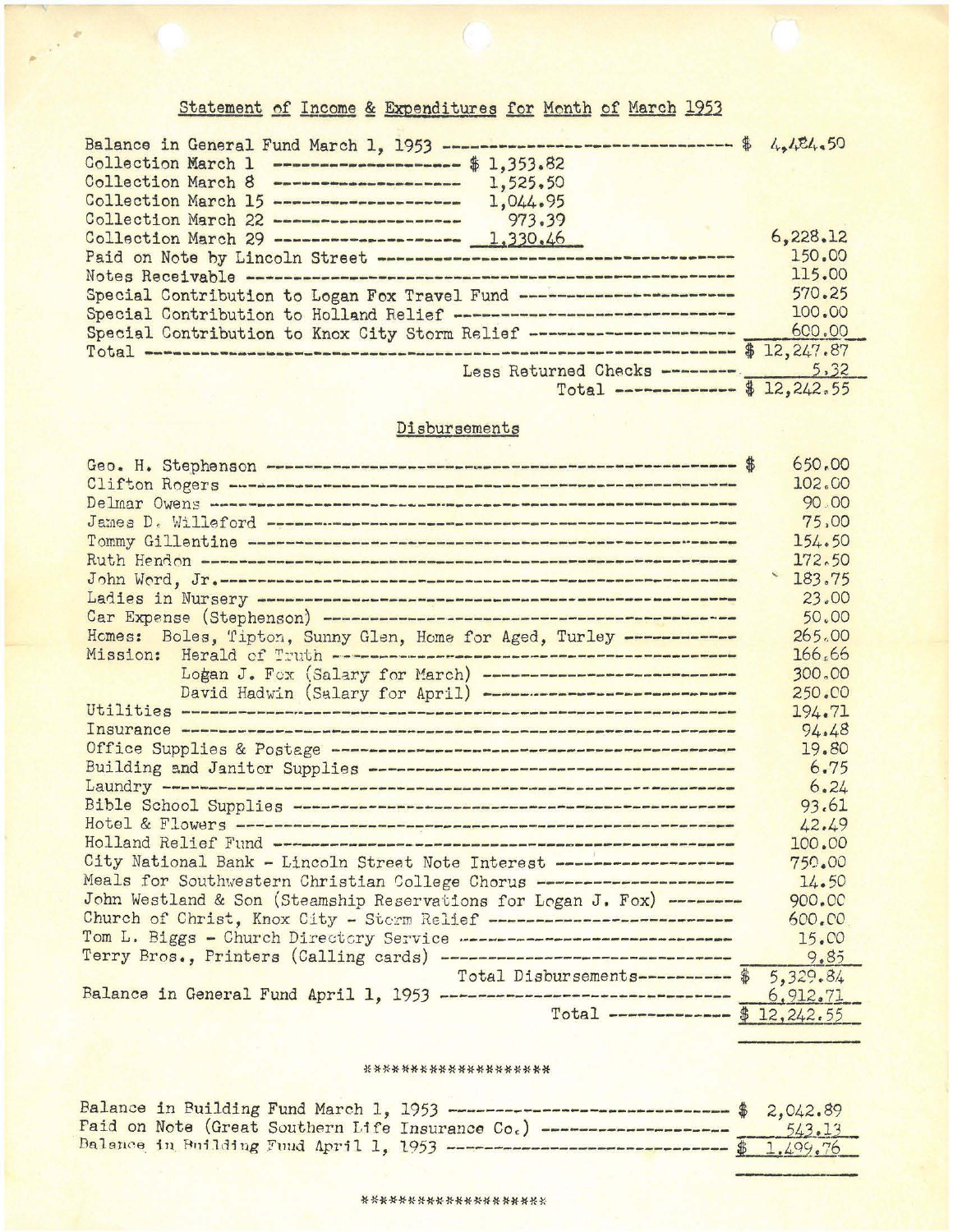## Statement of Income & Expenditures for Month of March 1953

| | | |
|---|---|---|
| Balance in General Fund March 1, 1953 | | $ 4,484.50 |
| Collection March 1 | $ 1,353.82 | |
| Collection March 8 | 1,525.50 | |
| Collection March 15 | 1,044.95 | |
| Collection March 22 | 973.39 | |
| Collection March 29 | 1,330.46 | 6,228.12 |
| Paid on Note by Lincoln Street | | 150.00 |
| Notes Receivable | | 115.00 |
| Special Contribution to Logan Fox Travel Fund | | 570.25 |
| Special Contribution to Holland Relief | | 100.00 |
| Special Contribution to Knox City Storm Relief | | 600.00 |
| Total | | $ 12,247.87 |
| Less Returned Checks | | 5.32 |
| Total | | $ 12,242.55 |

### Disbursements

| | |
|---|---|
| Geo. H. Stephenson | $ 650.00 |
| Clifton Rogers | 102.00 |
| Delmar Owens | 90.00 |
| James D. Willeford | 75.00 |
| Tommy Gillentine | 154.50 |
| Ruth Hendon | 172.50 |
| John Word, Jr. | 183.75 |
| Ladies in Nursery | 23.00 |
| Car Expense (Stephenson) | 50.00 |
| Homes: Boles, Tipton, Sunny Glen, Home for Aged, Turley | 265.00 |
| Mission: Herald of Truth | 166.66 |
| Logan J. Fox (Salary for March) | 300.00 |
| David Hadwin (Salary for April) | 250.00 |
| Utilities | 194.71 |
| Insurance | 94.48 |
| Office Supplies & Postage | 19.80 |
| Building and Janitor Supplies | 6.75 |
| Laundry | 6.24 |
| Bible School Supplies | 93.61 |
| Hotel & Flowers | 42.49 |
| Holland Relief Fund | 100.00 |
| City National Bank - Lincoln Street Note Interest | 750.00 |
| Meals for Southwestern Christian College Chorus | 14.50 |
| John Westland & Son (Steamship Reservations for Logan J. Fox) | 900.00 |
| Church of Christ, Knox City - Storm Relief | 600.00 |
| Tom L. Biggs - Church Directory Service | 15.00 |
| Terry Bros., Printers (Calling cards) | 9.85 |
| Total Disbursements | $ 5,329.84 |
| Balance in General Fund April 1, 1953 | 6,912.71 |
| Total | $ 12,242.55 |

******************

| | |
|---|---|
| Balance in Building Fund March 1, 1953 | $ 2,042.89 |
| Paid on Note (Great Southern Life Insurance Co.) | 543.13 |
| Balance in Building Fund April 1, 1953 | $ 1,499.76 |

******************